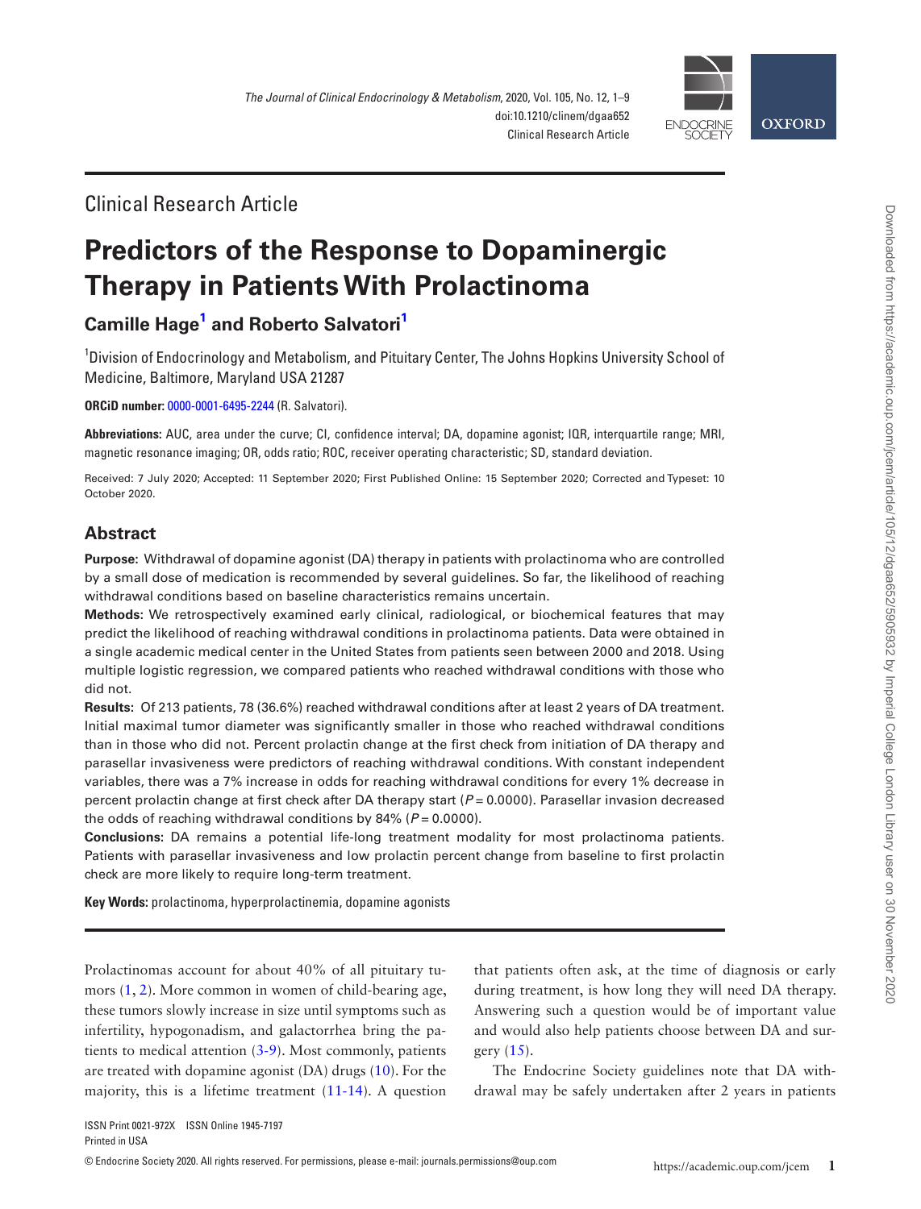Clinical Research Article

# Predictors of the Response to Dopaminergic Therapy in Patients With Prolactinoma

**Camille Hage[1] and Roberto Salvatori[1]**

[1]Division of Endocrinology and Metabolism, and Pituitary Center, The Johns Hopkins University School of Medicine, Baltimore, Maryland USA 21287

**ORCiD number:** 0000-0001-6495-2244 (R. Salvatori).

**Abbreviations:** AUC, area under the curve; CI, confidence interval; DA, dopamine agonist; IQR, interquartile range; MRI, magnetic resonance imaging; OR, odds ratio; ROC, receiver operating characteristic; SD, standard deviation.

Received: 7 July 2020; Accepted: 11 September 2020; First Published Online: 15 September 2020; Corrected and Typeset: 10 October 2020.

## Abstract

**Purpose:** Withdrawal of dopamine agonist (DA) therapy in patients with prolactinoma who are controlled by a small dose of medication is recommended by several guidelines. So far, the likelihood of reaching withdrawal conditions based on baseline characteristics remains uncertain.

**Methods:** We retrospectively examined early clinical, radiological, or biochemical features that may predict the likelihood of reaching withdrawal conditions in prolactinoma patients. Data were obtained in a single academic medical center in the United States from patients seen between 2000 and 2018. Using multiple logistic regression, we compared patients who reached withdrawal conditions with those who did not.

**Results:** Of 213 patients, 78 (36.6%) reached withdrawal conditions after at least 2 years of DA treatment. Initial maximal tumor diameter was significantly smaller in those who reached withdrawal conditions than in those who did not. Percent prolactin change at the first check from initiation of DA therapy and parasellar invasiveness were predictors of reaching withdrawal conditions. With constant independent variables, there was a 7% increase in odds for reaching withdrawal conditions for every 1% decrease in percent prolactin change at first check after DA therapy start ($P = 0.0000$). Parasellar invasion decreased the odds of reaching withdrawal conditions by 84% ($P = 0.0000$).

**Conclusions:** DA remains a potential life-long treatment modality for most prolactinoma patients. Patients with parasellar invasiveness and low prolactin percent change from baseline to first prolactin check are more likely to require long-term treatment.

**Key Words:** prolactinoma, hyperprolactinemia, dopamine agonists

Prolactinomas account for about 40% of all pituitary tumors (1, 2). More common in women of child-bearing age, these tumors slowly increase in size until symptoms such as infertility, hypogonadism, and galactorrhea bring the patients to medical attention (3-9). Most commonly, patients are treated with dopamine agonist (DA) drugs (10). For the majority, this is a lifetime treatment (11-14). A question that patients often ask, at the time of diagnosis or early during treatment, is how long they will need DA therapy. Answering such a question would be of important value and would also help patients choose between DA and surgery (15).

The Endocrine Society guidelines note that DA withdrawal may be safely undertaken after 2 years in patients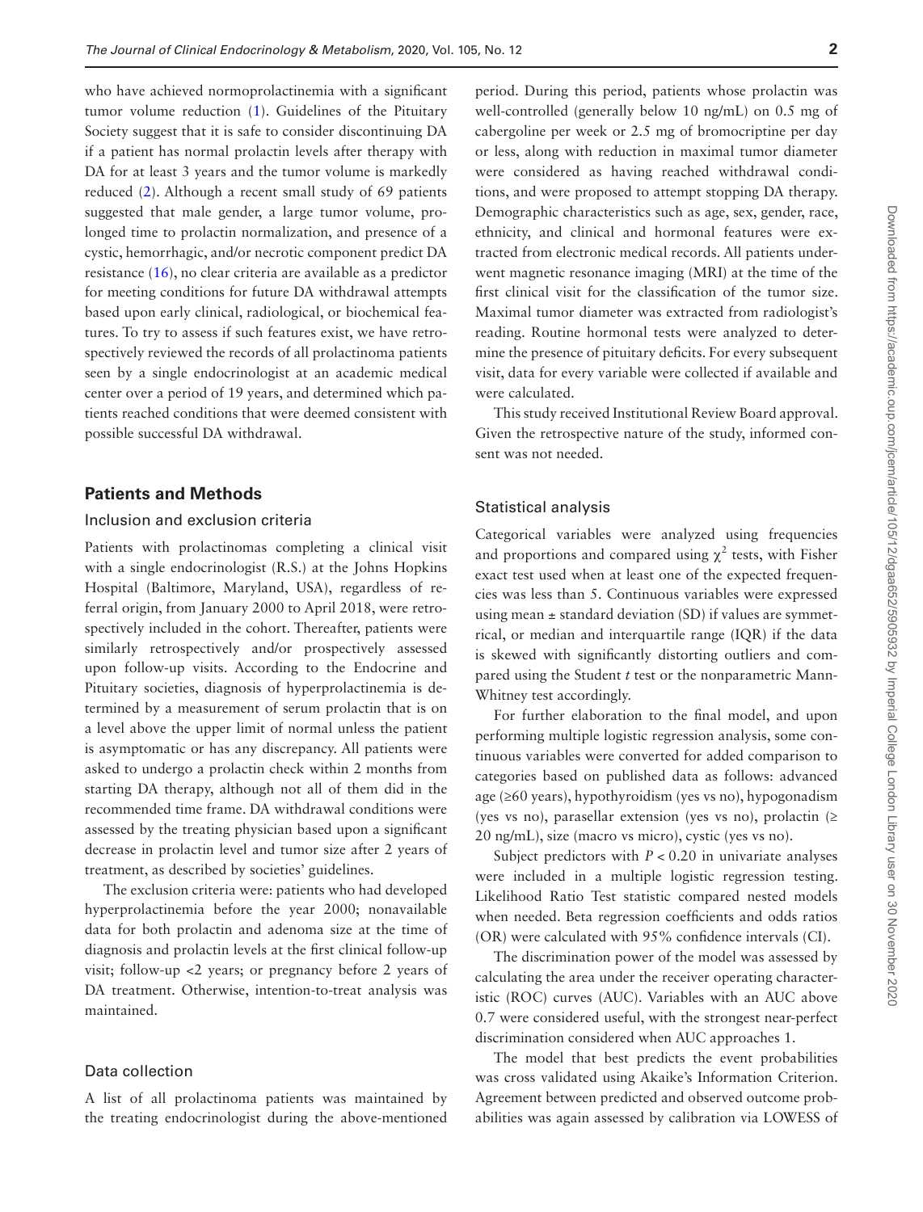who have achieved normoprolactinemia with a significant tumor volume reduction (1). Guidelines of the Pituitary Society suggest that it is safe to consider discontinuing DA if a patient has normal prolactin levels after therapy with DA for at least 3 years and the tumor volume is markedly reduced (2). Although a recent small study of 69 patients suggested that male gender, a large tumor volume, prolonged time to prolactin normalization, and presence of a cystic, hemorrhagic, and/or necrotic component predict DA resistance (16), no clear criteria are available as a predictor for meeting conditions for future DA withdrawal attempts based upon early clinical, radiological, or biochemical features. To try to assess if such features exist, we have retrospectively reviewed the records of all prolactinoma patients seen by a single endocrinologist at an academic medical center over a period of 19 years, and determined which patients reached conditions that were deemed consistent with possible successful DA withdrawal.

## Patients and Methods

### Inclusion and exclusion criteria

Patients with prolactinomas completing a clinical visit with a single endocrinologist (R.S.) at the Johns Hopkins Hospital (Baltimore, Maryland, USA), regardless of referral origin, from January 2000 to April 2018, were retrospectively included in the cohort. Thereafter, patients were similarly retrospectively and/or prospectively assessed upon follow-up visits. According to the Endocrine and Pituitary societies, diagnosis of hyperprolactinemia is determined by a measurement of serum prolactin that is on a level above the upper limit of normal unless the patient is asymptomatic or has any discrepancy. All patients were asked to undergo a prolactin check within 2 months from starting DA therapy, although not all of them did in the recommended time frame. DA withdrawal conditions were assessed by the treating physician based upon a significant decrease in prolactin level and tumor size after 2 years of treatment, as described by societies' guidelines.

The exclusion criteria were: patients who had developed hyperprolactinemia before the year 2000; nonavailable data for both prolactin and adenoma size at the time of diagnosis and prolactin levels at the first clinical follow-up visit; follow-up <2 years; or pregnancy before 2 years of DA treatment. Otherwise, intention-to-treat analysis was maintained.

### Data collection

A list of all prolactinoma patients was maintained by the treating endocrinologist during the above-mentioned period. During this period, patients whose prolactin was well-controlled (generally below 10 ng/mL) on 0.5 mg of cabergoline per week or 2.5 mg of bromocriptine per day or less, along with reduction in maximal tumor diameter were considered as having reached withdrawal conditions, and were proposed to attempt stopping DA therapy. Demographic characteristics such as age, sex, gender, race, ethnicity, and clinical and hormonal features were extracted from electronic medical records. All patients underwent magnetic resonance imaging (MRI) at the time of the first clinical visit for the classification of the tumor size. Maximal tumor diameter was extracted from radiologist's reading. Routine hormonal tests were analyzed to determine the presence of pituitary deficits. For every subsequent visit, data for every variable were collected if available and were calculated.

This study received Institutional Review Board approval. Given the retrospective nature of the study, informed consent was not needed.

### Statistical analysis

Categorical variables were analyzed using frequencies and proportions and compared using $\chi^2$ tests, with Fisher exact test used when at least one of the expected frequencies was less than 5. Continuous variables were expressed using mean ± standard deviation (SD) if values are symmetrical, or median and interquartile range (IQR) if the data is skewed with significantly distorting outliers and compared using the Student *t* test or the nonparametric Mann-Whitney test accordingly.

For further elaboration to the final model, and upon performing multiple logistic regression analysis, some continuous variables were converted for added comparison to categories based on published data as follows: advanced age (≥60 years), hypothyroidism (yes vs no), hypogonadism (yes vs no), parasellar extension (yes vs no), prolactin (≥ 20 ng/mL), size (macro vs micro), cystic (yes vs no).

Subject predictors with $P < 0.20$ in univariate analyses were included in a multiple logistic regression testing. Likelihood Ratio Test statistic compared nested models when needed. Beta regression coefficients and odds ratios (OR) were calculated with 95% confidence intervals (CI).

The discrimination power of the model was assessed by calculating the area under the receiver operating characteristic (ROC) curves (AUC). Variables with an AUC above 0.7 were considered useful, with the strongest near-perfect discrimination considered when AUC approaches 1.

The model that best predicts the event probabilities was cross validated using Akaike's Information Criterion. Agreement between predicted and observed outcome probabilities was again assessed by calibration via LOWESS of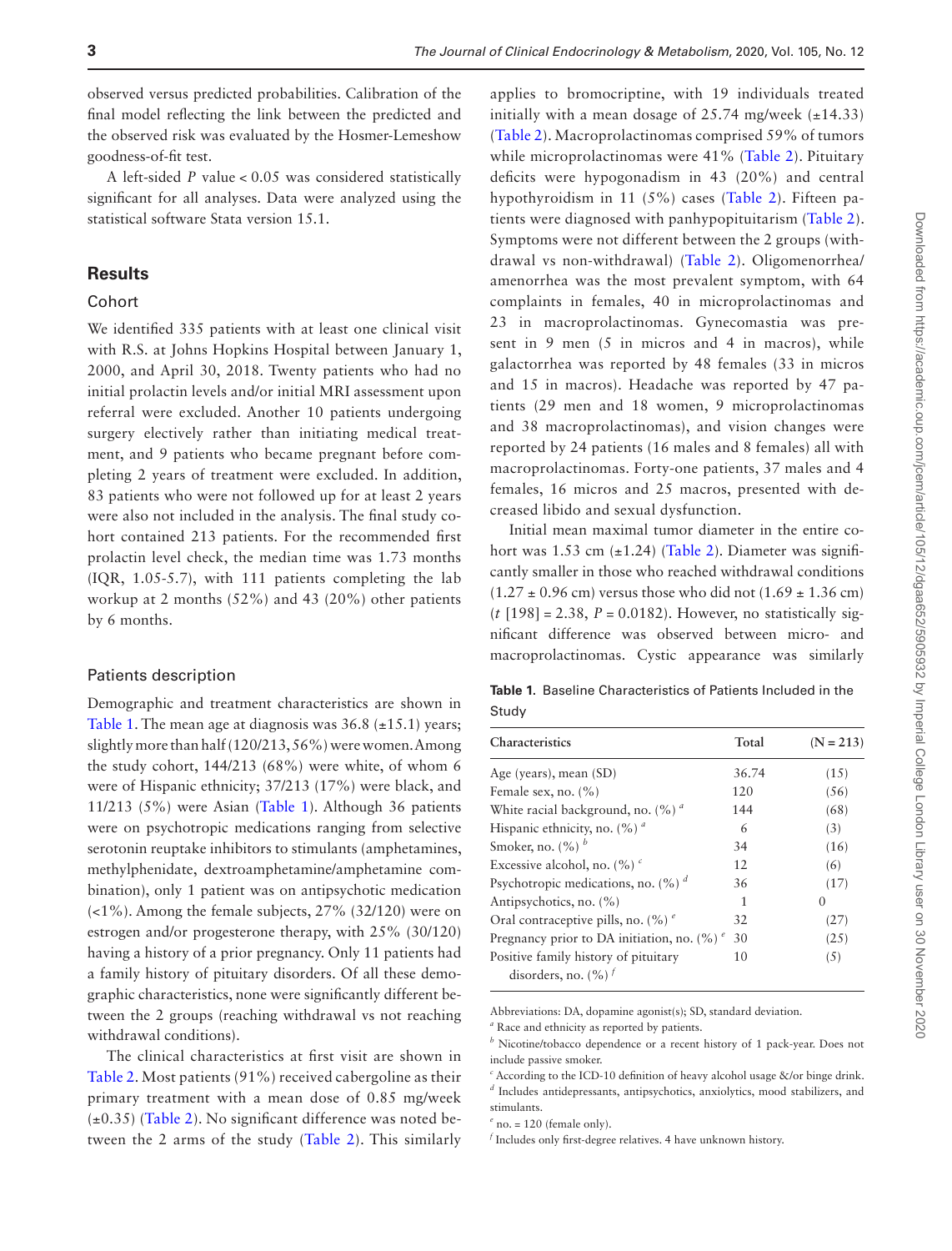observed versus predicted probabilities. Calibration of the final model reflecting the link between the predicted and the observed risk was evaluated by the Hosmer-Lemeshow goodness-of-fit test.

A left-sided *P* value < 0.05 was considered statistically significant for all analyses. Data were analyzed using the statistical software Stata version 15.1.

## Results

### Cohort

We identified 335 patients with at least one clinical visit with R.S. at Johns Hopkins Hospital between January 1, 2000, and April 30, 2018. Twenty patients who had no initial prolactin levels and/or initial MRI assessment upon referral were excluded. Another 10 patients undergoing surgery electively rather than initiating medical treatment, and 9 patients who became pregnant before completing 2 years of treatment were excluded. In addition, 83 patients who were not followed up for at least 2 years were also not included in the analysis. The final study cohort contained 213 patients. For the recommended first prolactin level check, the median time was 1.73 months (IQR, 1.05-5.7), with 111 patients completing the lab workup at 2 months (52%) and 43 (20%) other patients by 6 months.

### Patients description

Demographic and treatment characteristics are shown in Table 1. The mean age at diagnosis was 36.8 (±15.1) years; slightly more than half (120/213, 56%) were women. Among the study cohort, 144/213 (68%) were white, of whom 6 were of Hispanic ethnicity; 37/213 (17%) were black, and 11/213 (5%) were Asian (Table 1). Although 36 patients were on psychotropic medications ranging from selective serotonin reuptake inhibitors to stimulants (amphetamines, methylphenidate, dextroamphetamine/amphetamine combination), only 1 patient was on antipsychotic medication (<1%). Among the female subjects, 27% (32/120) were on estrogen and/or progesterone therapy, with 25% (30/120) having a history of a prior pregnancy. Only 11 patients had a family history of pituitary disorders. Of all these demographic characteristics, none were significantly different between the 2 groups (reaching withdrawal vs not reaching withdrawal conditions).

The clinical characteristics at first visit are shown in Table 2. Most patients (91%) received cabergoline as their primary treatment with a mean dose of 0.85 mg/week (±0.35) (Table 2). No significant difference was noted between the 2 arms of the study (Table 2). This similarly applies to bromocriptine, with 19 individuals treated initially with a mean dosage of 25.74 mg/week (±14.33) (Table 2). Macroprolactinomas comprised 59% of tumors while microprolactinomas were 41% (Table 2). Pituitary deficits were hypogonadism in 43 (20%) and central hypothyroidism in 11 (5%) cases (Table 2). Fifteen patients were diagnosed with panhypopituitarism (Table 2). Symptoms were not different between the 2 groups (withdrawal vs non-withdrawal) (Table 2). Oligomenorrhea/amenorrhea was the most prevalent symptom, with 64 complaints in females, 40 in microprolactinomas and 23 in macroprolactinomas. Gynecomastia was present in 9 men (5 in micros and 4 in macros), while galactorrhea was reported by 48 females (33 in micros and 15 in macros). Headache was reported by 47 patients (29 men and 18 women, 9 microprolactinomas and 38 macroprolactinomas), and vision changes were reported by 24 patients (16 males and 8 females) all with macroprolactinomas. Forty-one patients, 37 males and 4 females, 16 micros and 25 macros, presented with decreased libido and sexual dysfunction.

Initial mean maximal tumor diameter in the entire cohort was 1.53 cm (±1.24) (Table 2). Diameter was significantly smaller in those who reached withdrawal conditions (1.27 ± 0.96 cm) versus those who did not (1.69 ± 1.36 cm) ($t$ [198] = 2.38, $P$ = 0.0182). However, no statistically significant difference was observed between micro- and macroprolactinomas. Cystic appearance was similarly

**Table 1.** Baseline Characteristics of Patients Included in the Study

| Characteristics | Total | (N = 213) |
|---|---|---|
| Age (years), mean (SD) | 36.74 | (15) |
| Female sex, no. (%) | 120 | (56) |
| White racial background, no. (%) [a] | 144 | (68) |
| Hispanic ethnicity, no. (%) [a] | 6 | (3) |
| Smoker, no. (%) [b] | 34 | (16) |
| Excessive alcohol, no. (%) [c] | 12 | (6) |
| Psychotropic medications, no. (%) [d] | 36 | (17) |
| Antipsychotics, no. (%) | 1 | 0 |
| Oral contraceptive pills, no. (%) [e] | 32 | (27) |
| Pregnancy prior to DA initiation, no. (%) [e] | 30 | (25) |
| Positive family history of pituitary disorders, no. (%) [f] | 10 | (5) |

Abbreviations: DA, dopamine agonist(s); SD, standard deviation.

[a] Race and ethnicity as reported by patients.

[b] Nicotine/tobacco dependence or a recent history of 1 pack-year. Does not include passive smoker.

[c] According to the ICD-10 definition of heavy alcohol usage &/or binge drink.

[d] Includes antidepressants, antipsychotics, anxiolytics, mood stabilizers, and stimulants.

[e] no. = 120 (female only).

[f] Includes only first-degree relatives. 4 have unknown history.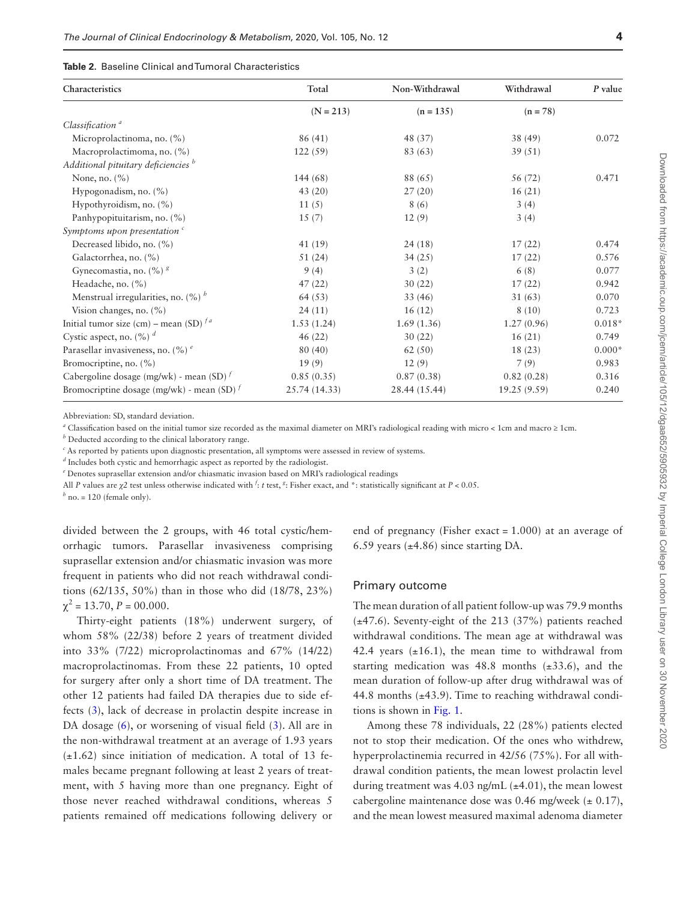**Table 2.** Baseline Clinical and Tumoral Characteristics

| Characteristics | Total | Non-Withdrawal | Withdrawal | *P* value |
|---|---|---|---|---|
| | (N = 213) | (n = 135) | (n = 78) | |
| *Classification* [a] | | | | |
| Microprolactinoma, no. (%) | 86 (41) | 48 (37) | 38 (49) | 0.072 |
| Macroprolactimoma, no. (%) | 122 (59) | 83 (63) | 39 (51) | |
| *Additional pituitary deficiencies* [b] | | | | |
| None, no. (%) | 144 (68) | 88 (65) | 56 (72) | 0.471 |
| Hypogonadism, no. (%) | 43 (20) | 27 (20) | 16 (21) | |
| Hypothyroidism, no. (%) | 11 (5) | 8 (6) | 3 (4) | |
| Panhypopituitarism, no. (%) | 15 (7) | 12 (9) | 3 (4) | |
| *Symptoms upon presentation* [c] | | | | |
| Decreased libido, no. (%) | 41 (19) | 24 (18) | 17 (22) | 0.474 |
| Galactorrhea, no. (%) | 51 (24) | 34 (25) | 17 (22) | 0.576 |
| Gynecomastia, no. (%) [g] | 9 (4) | 3 (2) | 6 (8) | 0.077 |
| Headache, no. (%) | 47 (22) | 30 (22) | 17 (22) | 0.942 |
| Menstrual irregularities, no. (%) [h] | 64 (53) | 33 (46) | 31 (63) | 0.070 |
| Vision changes, no. (%) | 24 (11) | 16 (12) | 8 (10) | 0.723 |
| Initial tumor size (cm) – mean (SD) [f a] | 1.53 (1.24) | 1.69 (1.36) | 1.27 (0.96) | 0.018* |
| Cystic aspect, no. (%) [d] | 46 (22) | 30 (22) | 16 (21) | 0.749 |
| Parasellar invasiveness, no. (%) [e] | 80 (40) | 62 (50) | 18 (23) | 0.000* |
| Bromocriptine, no. (%) | 19 (9) | 12 (9) | 7 (9) | 0.983 |
| Cabergoline dosage (mg/wk) - mean (SD) [f] | 0.85 (0.35) | 0.87 (0.38) | 0.82 (0.28) | 0.316 |
| Bromocriptine dosage (mg/wk) - mean (SD) [f] | 25.74 (14.33) | 28.44 (15.44) | 19.25 (9.59) | 0.240 |

Abbreviation: SD, standard deviation.

[a] Classification based on the initial tumor size recorded as the maximal diameter on MRI's radiological reading with micro < 1cm and macro ≥ 1cm.

[b] Deducted according to the clinical laboratory range.

[c] As reported by patients upon diagnostic presentation, all symptoms were assessed in review of systems.

[d] Includes both cystic and hemorrhagic aspect as reported by the radiologist.

[e] Denotes suprasellar extension and/or chiasmatic invasion based on MRI's radiological readings

All *P* values are $\chi 2$ test unless otherwise indicated with [f]: *t* test, [g]: Fisher exact, and *: statistically significant at $P < 0.05$.

[h] no. = 120 (female only).

divided between the 2 groups, with 46 total cystic/hemorrhagic tumors. Parasellar invasiveness comprising suprasellar extension and/or chiasmatic invasion was more frequent in patients who did not reach withdrawal conditions (62/135, 50%) than in those who did (18/78, 23%) $\chi^2 = 13.70$, $P = 00.000$.

Thirty-eight patients (18%) underwent surgery, of whom 58% (22/38) before 2 years of treatment divided into 33% (7/22) microprolactinomas and 67% (14/22) macroprolactinomas. From these 22 patients, 10 opted for surgery after only a short time of DA treatment. The other 12 patients had failed DA therapies due to side effects (3), lack of decrease in prolactin despite increase in DA dosage (6), or worsening of visual field (3). All are in the non-withdrawal treatment at an average of 1.93 years (±1.62) since initiation of medication. A total of 13 females became pregnant following at least 2 years of treatment, with 5 having more than one pregnancy. Eight of those never reached withdrawal conditions, whereas 5 patients remained off medications following delivery or end of pregnancy (Fisher exact = 1.000) at an average of 6.59 years (±4.86) since starting DA.

## Primary outcome

The mean duration of all patient follow-up was 79.9 months (±47.6). Seventy-eight of the 213 (37%) patients reached withdrawal conditions. The mean age at withdrawal was 42.4 years (±16.1), the mean time to withdrawal from starting medication was 48.8 months (±33.6), and the mean duration of follow-up after drug withdrawal was of 44.8 months (±43.9). Time to reaching withdrawal conditions is shown in Fig. 1.

Among these 78 individuals, 22 (28%) patients elected not to stop their medication. Of the ones who withdrew, hyperprolactinemia recurred in 42/56 (75%). For all withdrawal condition patients, the mean lowest prolactin level during treatment was 4.03 ng/mL (±4.01), the mean lowest cabergoline maintenance dose was 0.46 mg/week (± 0.17), and the mean lowest measured maximal adenoma diameter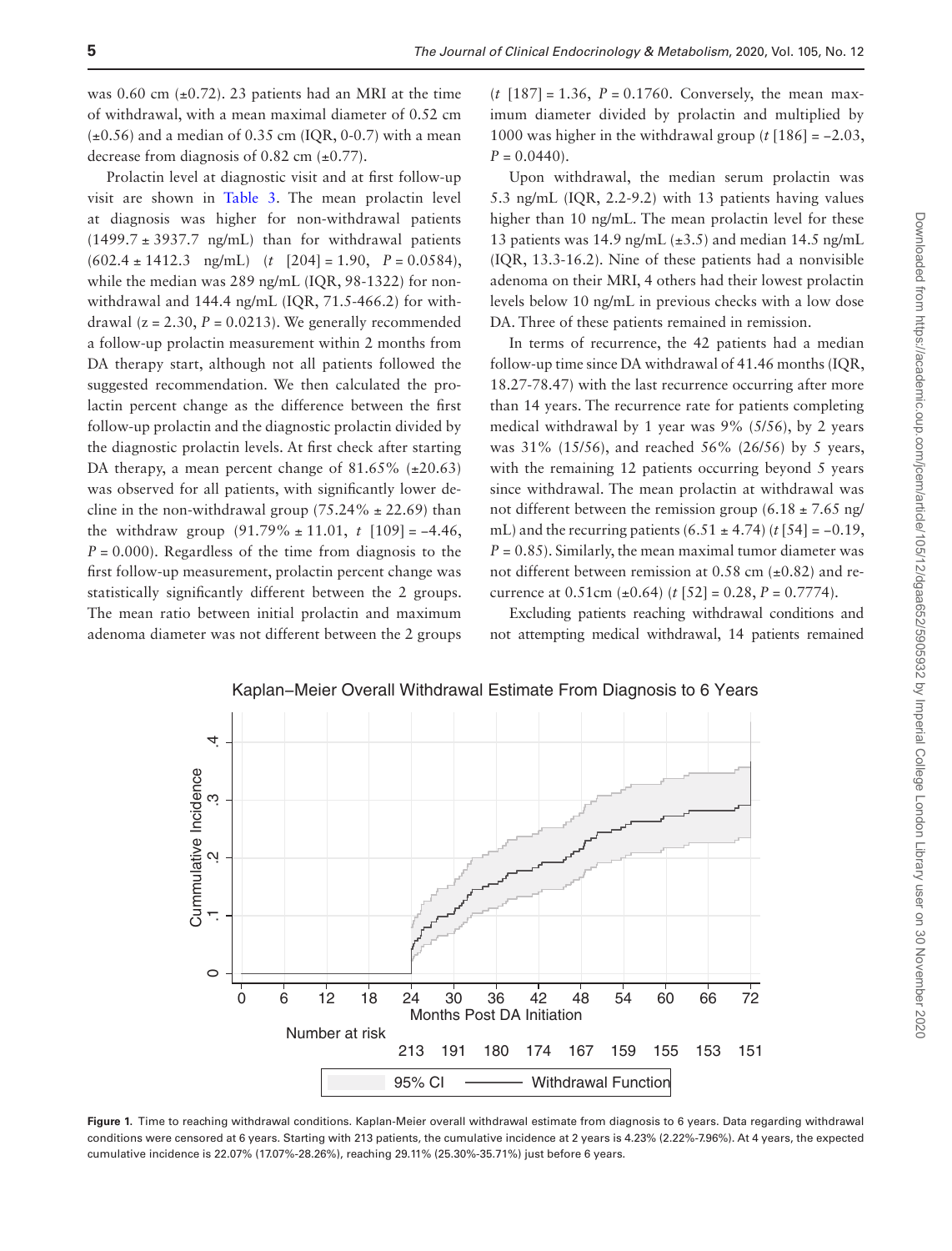was 0.60 cm (±0.72). 23 patients had an MRI at the time of withdrawal, with a mean maximal diameter of 0.52 cm (±0.56) and a median of 0.35 cm (IQR, 0-0.7) with a mean decrease from diagnosis of 0.82 cm (±0.77).

Prolactin level at diagnostic visit and at first follow-up visit are shown in Table 3. The mean prolactin level at diagnosis was higher for non-withdrawal patients (1499.7 ± 3937.7 ng/mL) than for withdrawal patients (602.4 ± 1412.3 ng/mL) ($t$ [204] = 1.90, $P$ = 0.0584), while the median was 289 ng/mL (IQR, 98-1322) for non-withdrawal and 144.4 ng/mL (IQR, 71.5-466.2) for withdrawal (z = 2.30, $P$ = 0.0213). We generally recommended a follow-up prolactin measurement within 2 months from DA therapy start, although not all patients followed the suggested recommendation. We then calculated the prolactin percent change as the difference between the first follow-up prolactin and the diagnostic prolactin divided by the diagnostic prolactin levels. At first check after starting DA therapy, a mean percent change of 81.65% (±20.63) was observed for all patients, with significantly lower decline in the non-withdrawal group (75.24% ± 22.69) than the withdraw group (91.79% ± 11.01, $t$ [109] = −4.46, $P$ = 0.000). Regardless of the time from diagnosis to the first follow-up measurement, prolactin percent change was statistically significantly different between the 2 groups. The mean ratio between initial prolactin and maximum adenoma diameter was not different between the 2 groups ($t$ [187] = 1.36, $P$ = 0.1760. Conversely, the mean maximum diameter divided by prolactin and multiplied by 1000 was higher in the withdrawal group ($t$ [186] = −2.03, $P$ = 0.0440).

Upon withdrawal, the median serum prolactin was 5.3 ng/mL (IQR, 2.2-9.2) with 13 patients having values higher than 10 ng/mL. The mean prolactin level for these 13 patients was 14.9 ng/mL (±3.5) and median 14.5 ng/mL (IQR, 13.3-16.2). Nine of these patients had a nonvisible adenoma on their MRI, 4 others had their lowest prolactin levels below 10 ng/mL in previous checks with a low dose DA. Three of these patients remained in remission.

In terms of recurrence, the 42 patients had a median follow-up time since DA withdrawal of 41.46 months (IQR, 18.27-78.47) with the last recurrence occurring after more than 14 years. The recurrence rate for patients completing medical withdrawal by 1 year was 9% (5/56), by 2 years was 31% (15/56), and reached 56% (26/56) by 5 years, with the remaining 12 patients occurring beyond 5 years since withdrawal. The mean prolactin at withdrawal was not different between the remission group (6.18 ± 7.65 ng/mL) and the recurring patients (6.51 ± 4.74) ($t$ [54] = −0.19, $P$ = 0.85). Similarly, the mean maximal tumor diameter was not different between remission at 0.58 cm (±0.82) and recurrence at 0.51cm (±0.64) ($t$ [52] = 0.28, $P$ = 0.7774).

Excluding patients reaching withdrawal conditions and not attempting medical withdrawal, 14 patients remained

**Figure 1.** Time to reaching withdrawal conditions. Kaplan-Meier overall withdrawal estimate from diagnosis to 6 years. Data regarding withdrawal conditions were censored at 6 years. Starting with 213 patients, the cumulative incidence at 2 years is 4.23% (2.22%-7.96%). At 4 years, the expected cumulative incidence is 22.07% (17.07%-28.26%), reaching 29.11% (25.30%-35.71%) just before 6 years.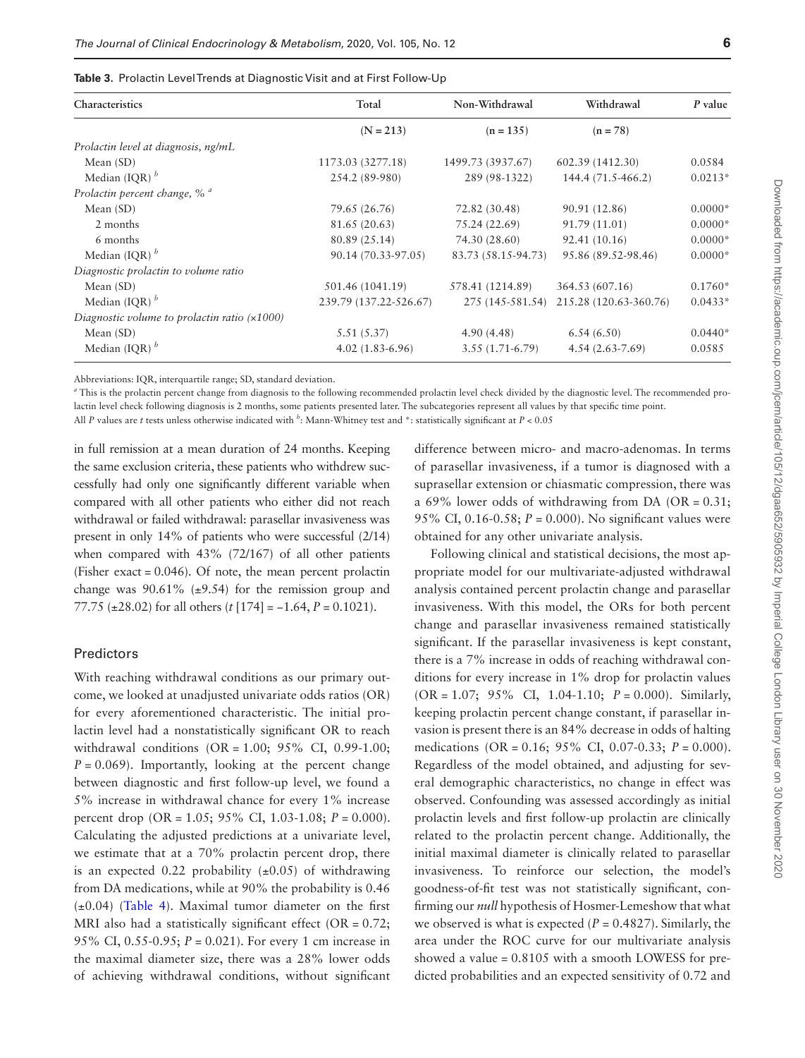**Table 3.** Prolactin Level Trends at Diagnostic Visit and at First Follow-Up

| Characteristics | Total | Non-Withdrawal | Withdrawal | *P* value |
|---|---|---|---|---|
| | (N = 213) | (n = 135) | (n = 78) | |
| *Prolactin level at diagnosis, ng/mL* | | | | |
| Mean (SD) | 1173.03 (3277.18) | 1499.73 (3937.67) | 602.39 (1412.30) | 0.0584 |
| Median (IQR) [b] | 254.2 (89-980) | 289 (98-1322) | 144.4 (71.5-466.2) | 0.0213* |
| *Prolactin percent change, %* [a] | | | | |
| Mean (SD) | 79.65 (26.76) | 72.82 (30.48) | 90.91 (12.86) | 0.0000* |
| 2 months | 81.65 (20.63) | 75.24 (22.69) | 91.79 (11.01) | 0.0000* |
| 6 months | 80.89 (25.14) | 74.30 (28.60) | 92.41 (10.16) | 0.0000* |
| Median (IQR) [b] | 90.14 (70.33-97.05) | 83.73 (58.15-94.73) | 95.86 (89.52-98.46) | 0.0000* |
| *Diagnostic prolactin to volume ratio* | | | | |
| Mean (SD) | 501.46 (1041.19) | 578.41 (1214.89) | 364.53 (607.16) | 0.1760* |
| Median (IQR) [b] | 239.79 (137.22-526.67) | 275 (145-581.54) | 215.28 (120.63-360.76) | 0.0433* |
| *Diagnostic volume to prolactin ratio (×1000)* | | | | |
| Mean (SD) | 5.51 (5.37) | 4.90 (4.48) | 6.54 (6.50) | 0.0440* |
| Median (IQR) [b] | 4.02 (1.83-6.96) | 3.55 (1.71-6.79) | 4.54 (2.63-7.69) | 0.0585 |

Abbreviations: IQR, interquartile range; SD, standard deviation.

[a] This is the prolactin percent change from diagnosis to the following recommended prolactin level check divided by the diagnostic level. The recommended prolactin level check following diagnosis is 2 months, some patients presented later. The subcategories represent all values by that specific time point.

All *P* values are *t* tests unless otherwise indicated with [b]: Mann-Whitney test and *: statistically significant at $P < 0.05$

in full remission at a mean duration of 24 months. Keeping the same exclusion criteria, these patients who withdrew successfully had only one significantly different variable when compared with all other patients who either did not reach withdrawal or failed withdrawal: parasellar invasiveness was present in only 14% of patients who were successful (2/14) when compared with 43% (72/167) of all other patients (Fisher exact = 0.046). Of note, the mean percent prolactin change was 90.61% (±9.54) for the remission group and 77.75 (±28.02) for all others ($t$ [174] = −1.64, $P$ = 0.1021).

## Predictors

With reaching withdrawal conditions as our primary outcome, we looked at unadjusted univariate odds ratios (OR) for every aforementioned characteristic. The initial prolactin level had a nonstatistically significant OR to reach withdrawal conditions (OR = 1.00; 95% CI, 0.99-1.00; $P$ = 0.069). Importantly, looking at the percent change between diagnostic and first follow-up level, we found a 5% increase in withdrawal chance for every 1% increase percent drop (OR = 1.05; 95% CI, 1.03-1.08; $P$ = 0.000). Calculating the adjusted predictions at a univariate level, we estimate that at a 70% prolactin percent drop, there is an expected 0.22 probability (±0.05) of withdrawing from DA medications, while at 90% the probability is 0.46 (±0.04) (Table 4). Maximal tumor diameter on the first MRI also had a statistically significant effect (OR = 0.72; 95% CI, 0.55-0.95; $P$ = 0.021). For every 1 cm increase in the maximal diameter size, there was a 28% lower odds of achieving withdrawal conditions, without significant difference between micro- and macro-adenomas. In terms of parasellar invasiveness, if a tumor is diagnosed with a suprasellar extension or chiasmatic compression, there was a 69% lower odds of withdrawing from DA (OR = 0.31; 95% CI, 0.16-0.58; $P$ = 0.000). No significant values were obtained for any other univariate analysis.

Following clinical and statistical decisions, the most appropriate model for our multivariate-adjusted withdrawal analysis contained percent prolactin change and parasellar invasiveness. With this model, the ORs for both percent change and parasellar invasiveness remained statistically significant. If the parasellar invasiveness is kept constant, there is a 7% increase in odds of reaching withdrawal conditions for every increase in 1% drop for prolactin values (OR = 1.07; 95% CI, 1.04-1.10; $P$ = 0.000). Similarly, keeping prolactin percent change constant, if parasellar invasion is present there is an 84% decrease in odds of halting medications (OR = 0.16; 95% CI, 0.07-0.33; $P$ = 0.000). Regardless of the model obtained, and adjusting for several demographic characteristics, no change in effect was observed. Confounding was assessed accordingly as initial prolactin levels and first follow-up prolactin are clinically related to the prolactin percent change. Additionally, the initial maximal diameter is clinically related to parasellar invasiveness. To reinforce our selection, the model's goodness-of-fit test was not statistically significant, confirming our *null* hypothesis of Hosmer-Lemeshow that what we observed is what is expected ($P$ = 0.4827). Similarly, the area under the ROC curve for our multivariate analysis showed a value = 0.8105 with a smooth LOWESS for predicted probabilities and an expected sensitivity of 0.72 and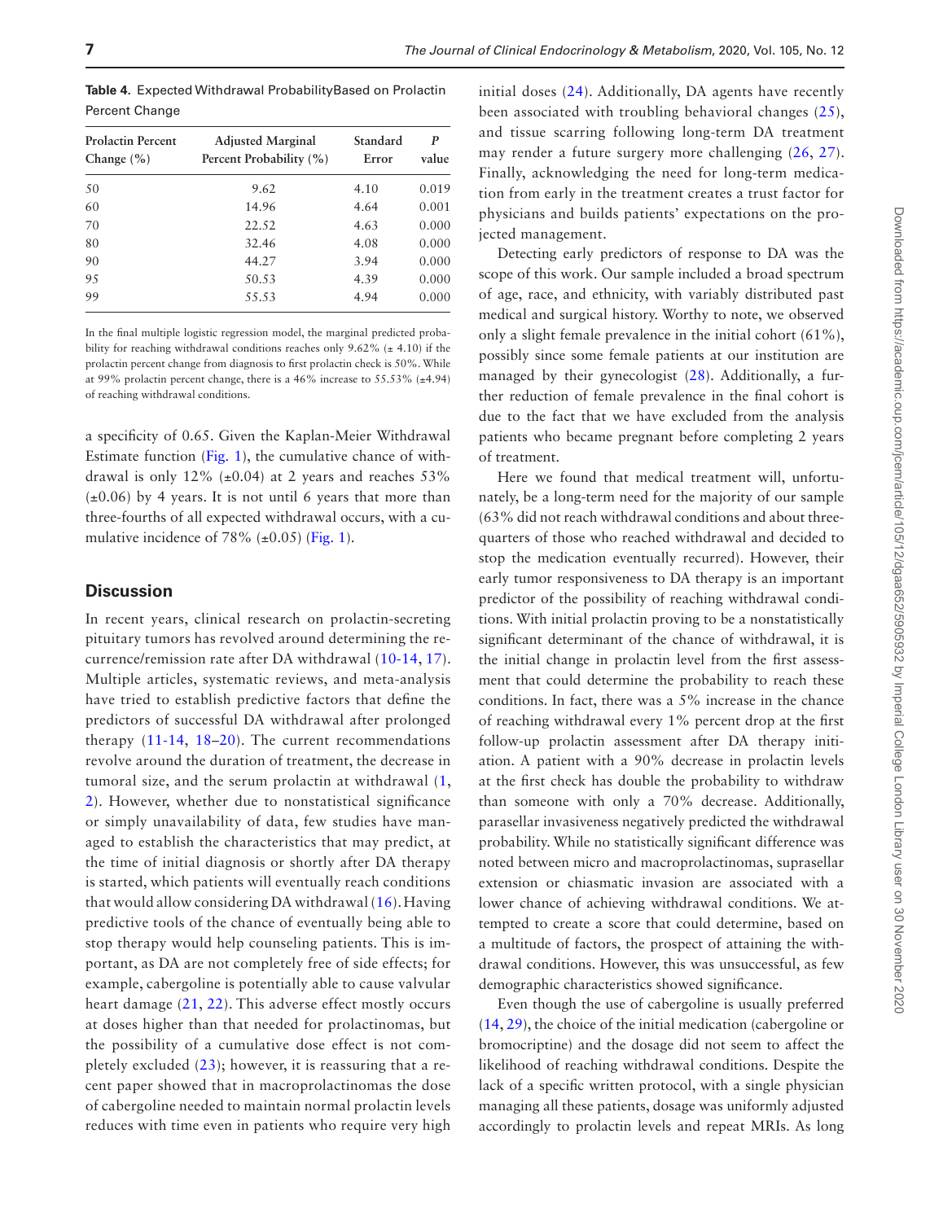**Table 4.** Expected Withdrawal ProbabilityBased on Prolactin Percent Change

| Prolactin Percent Change (%) | Adjusted Marginal Percent Probability (%) | Standard Error | *P* value |
|---|---|---|---|
| 50 | 9.62 | 4.10 | 0.019 |
| 60 | 14.96 | 4.64 | 0.001 |
| 70 | 22.52 | 4.63 | 0.000 |
| 80 | 32.46 | 4.08 | 0.000 |
| 90 | 44.27 | 3.94 | 0.000 |
| 95 | 50.53 | 4.39 | 0.000 |
| 99 | 55.53 | 4.94 | 0.000 |

In the final multiple logistic regression model, the marginal predicted probability for reaching withdrawal conditions reaches only 9.62% (± 4.10) if the prolactin percent change from diagnosis to first prolactin check is 50%. While at 99% prolactin percent change, there is a 46% increase to 55.53% (±4.94) of reaching withdrawal conditions.

a specificity of 0.65. Given the Kaplan-Meier Withdrawal Estimate function (Fig. 1), the cumulative chance of withdrawal is only 12% (±0.04) at 2 years and reaches 53% (±0.06) by 4 years. It is not until 6 years that more than three-fourths of all expected withdrawal occurs, with a cumulative incidence of 78% (±0.05) (Fig. 1).

## Discussion

In recent years, clinical research on prolactin-secreting pituitary tumors has revolved around determining the recurrence/remission rate after DA withdrawal (10-14, 17). Multiple articles, systematic reviews, and meta-analysis have tried to establish predictive factors that define the predictors of successful DA withdrawal after prolonged therapy (11-14, 18–20). The current recommendations revolve around the duration of treatment, the decrease in tumoral size, and the serum prolactin at withdrawal (1, 2). However, whether due to nonstatistical significance or simply unavailability of data, few studies have managed to establish the characteristics that may predict, at the time of initial diagnosis or shortly after DA therapy is started, which patients will eventually reach conditions that would allow considering DA withdrawal (16). Having predictive tools of the chance of eventually being able to stop therapy would help counseling patients. This is important, as DA are not completely free of side effects; for example, cabergoline is potentially able to cause valvular heart damage (21, 22). This adverse effect mostly occurs at doses higher than that needed for prolactinomas, but the possibility of a cumulative dose effect is not completely excluded (23); however, it is reassuring that a recent paper showed that in macroprolactinomas the dose of cabergoline needed to maintain normal prolactin levels reduces with time even in patients who require very high initial doses (24). Additionally, DA agents have recently been associated with troubling behavioral changes (25), and tissue scarring following long-term DA treatment may render a future surgery more challenging (26, 27). Finally, acknowledging the need for long-term medication from early in the treatment creates a trust factor for physicians and builds patients' expectations on the projected management.

Detecting early predictors of response to DA was the scope of this work. Our sample included a broad spectrum of age, race, and ethnicity, with variably distributed past medical and surgical history. Worthy to note, we observed only a slight female prevalence in the initial cohort (61%), possibly since some female patients at our institution are managed by their gynecologist (28). Additionally, a further reduction of female prevalence in the final cohort is due to the fact that we have excluded from the analysis patients who became pregnant before completing 2 years of treatment.

Here we found that medical treatment will, unfortunately, be a long-term need for the majority of our sample (63% did not reach withdrawal conditions and about three-quarters of those who reached withdrawal and decided to stop the medication eventually recurred). However, their early tumor responsiveness to DA therapy is an important predictor of the possibility of reaching withdrawal conditions. With initial prolactin proving to be a nonstatistically significant determinant of the chance of withdrawal, it is the initial change in prolactin level from the first assessment that could determine the probability to reach these conditions. In fact, there was a 5% increase in the chance of reaching withdrawal every 1% percent drop at the first follow-up prolactin assessment after DA therapy initiation. A patient with a 90% decrease in prolactin levels at the first check has double the probability to withdraw than someone with only a 70% decrease. Additionally, parasellar invasiveness negatively predicted the withdrawal probability. While no statistically significant difference was noted between micro and macroprolactinomas, suprasellar extension or chiasmatic invasion are associated with a lower chance of achieving withdrawal conditions. We attempted to create a score that could determine, based on a multitude of factors, the prospect of attaining the withdrawal conditions. However, this was unsuccessful, as few demographic characteristics showed significance.

Even though the use of cabergoline is usually preferred (14, 29), the choice of the initial medication (cabergoline or bromocriptine) and the dosage did not seem to affect the likelihood of reaching withdrawal conditions. Despite the lack of a specific written protocol, with a single physician managing all these patients, dosage was uniformly adjusted accordingly to prolactin levels and repeat MRIs. As long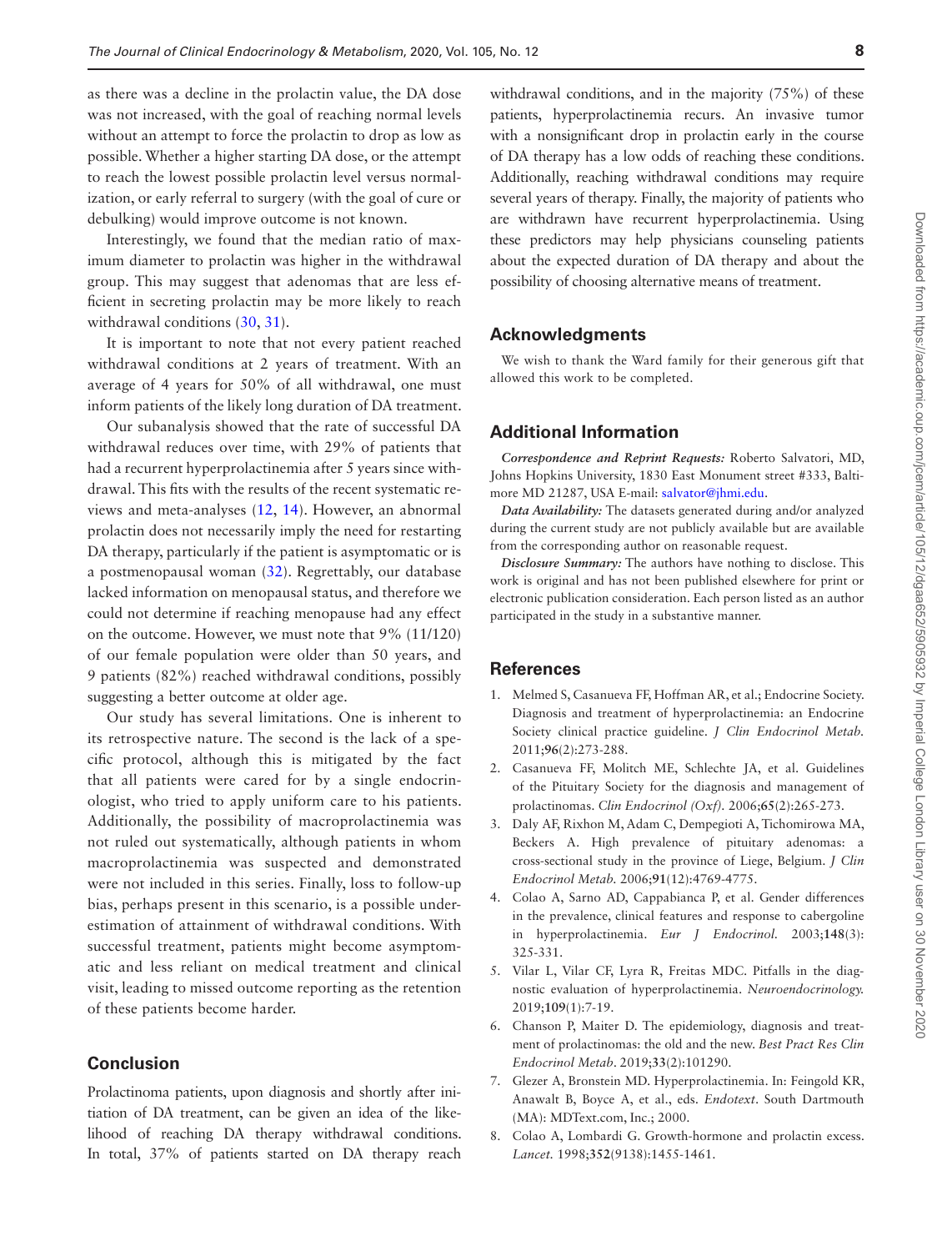as there was a decline in the prolactin value, the DA dose was not increased, with the goal of reaching normal levels without an attempt to force the prolactin to drop as low as possible. Whether a higher starting DA dose, or the attempt to reach the lowest possible prolactin level versus normalization, or early referral to surgery (with the goal of cure or debulking) would improve outcome is not known.

Interestingly, we found that the median ratio of maximum diameter to prolactin was higher in the withdrawal group. This may suggest that adenomas that are less efficient in secreting prolactin may be more likely to reach withdrawal conditions (30, 31).

It is important to note that not every patient reached withdrawal conditions at 2 years of treatment. With an average of 4 years for 50% of all withdrawal, one must inform patients of the likely long duration of DA treatment.

Our subanalysis showed that the rate of successful DA withdrawal reduces over time, with 29% of patients that had a recurrent hyperprolactinemia after 5 years since withdrawal. This fits with the results of the recent systematic reviews and meta-analyses (12, 14). However, an abnormal prolactin does not necessarily imply the need for restarting DA therapy, particularly if the patient is asymptomatic or is a postmenopausal woman (32). Regrettably, our database lacked information on menopausal status, and therefore we could not determine if reaching menopause had any effect on the outcome. However, we must note that 9% (11/120) of our female population were older than 50 years, and 9 patients (82%) reached withdrawal conditions, possibly suggesting a better outcome at older age.

Our study has several limitations. One is inherent to its retrospective nature. The second is the lack of a specific protocol, although this is mitigated by the fact that all patients were cared for by a single endocrinologist, who tried to apply uniform care to his patients. Additionally, the possibility of macroprolactinemia was not ruled out systematically, although patients in whom macroprolactinemia was suspected and demonstrated were not included in this series. Finally, loss to follow-up bias, perhaps present in this scenario, is a possible underestimation of attainment of withdrawal conditions. With successful treatment, patients might become asymptomatic and less reliant on medical treatment and clinical visit, leading to missed outcome reporting as the retention of these patients become harder.

## Conclusion

Prolactinoma patients, upon diagnosis and shortly after initiation of DA treatment, can be given an idea of the likelihood of reaching DA therapy withdrawal conditions. In total, 37% of patients started on DA therapy reach withdrawal conditions, and in the majority (75%) of these patients, hyperprolactinemia recurs. An invasive tumor with a nonsignificant drop in prolactin early in the course of DA therapy has a low odds of reaching these conditions. Additionally, reaching withdrawal conditions may require several years of therapy. Finally, the majority of patients who are withdrawn have recurrent hyperprolactinemia. Using these predictors may help physicians counseling patients about the expected duration of DA therapy and about the possibility of choosing alternative means of treatment.

## Acknowledgments

We wish to thank the Ward family for their generous gift that allowed this work to be completed.

## Additional Information

***Correspondence and Reprint Requests:*** Roberto Salvatori, MD, Johns Hopkins University, 1830 East Monument street #333, Baltimore MD 21287, USA E-mail: salvator@jhmi.edu.

***Data Availability:*** The datasets generated during and/or analyzed during the current study are not publicly available but are available from the corresponding author on reasonable request.

***Disclosure Summary:*** The authors have nothing to disclose. This work is original and has not been published elsewhere for print or electronic publication consideration. Each person listed as an author participated in the study in a substantive manner.

## References

1. Melmed S, Casanueva FF, Hoffman AR, et al.; Endocrine Society. Diagnosis and treatment of hyperprolactinemia: an Endocrine Society clinical practice guideline. *J Clin Endocrinol Metab*. 2011;**96**(2):273-288.
2. Casanueva FF, Molitch ME, Schlechte JA, et al. Guidelines of the Pituitary Society for the diagnosis and management of prolactinomas. *Clin Endocrinol (Oxf)*. 2006;**65**(2):265-273.
3. Daly AF, Rixhon M, Adam C, Dempegioti A, Tichomirowa MA, Beckers A. High prevalence of pituitary adenomas: a cross-sectional study in the province of Liege, Belgium. *J Clin Endocrinol Metab*. 2006;**91**(12):4769-4775.
4. Colao A, Sarno AD, Cappabianca P, et al. Gender differences in the prevalence, clinical features and response to cabergoline in hyperprolactinemia. *Eur J Endocrinol*. 2003;**148**(3): 325-331.
5. Vilar L, Vilar CF, Lyra R, Freitas MDC. Pitfalls in the diagnostic evaluation of hyperprolactinemia. *Neuroendocrinology*. 2019;**109**(1):7-19.
6. Chanson P, Maiter D. The epidemiology, diagnosis and treatment of prolactinomas: the old and the new. *Best Pract Res Clin Endocrinol Metab*. 2019;**33**(2):101290.
7. Glezer A, Bronstein MD. Hyperprolactinemia. In: Feingold KR, Anawalt B, Boyce A, et al., eds. *Endotext*. South Dartmouth (MA): MDText.com, Inc.; 2000.
8. Colao A, Lombardi G. Growth-hormone and prolactin excess. *Lancet*. 1998;**352**(9138):1455-1461.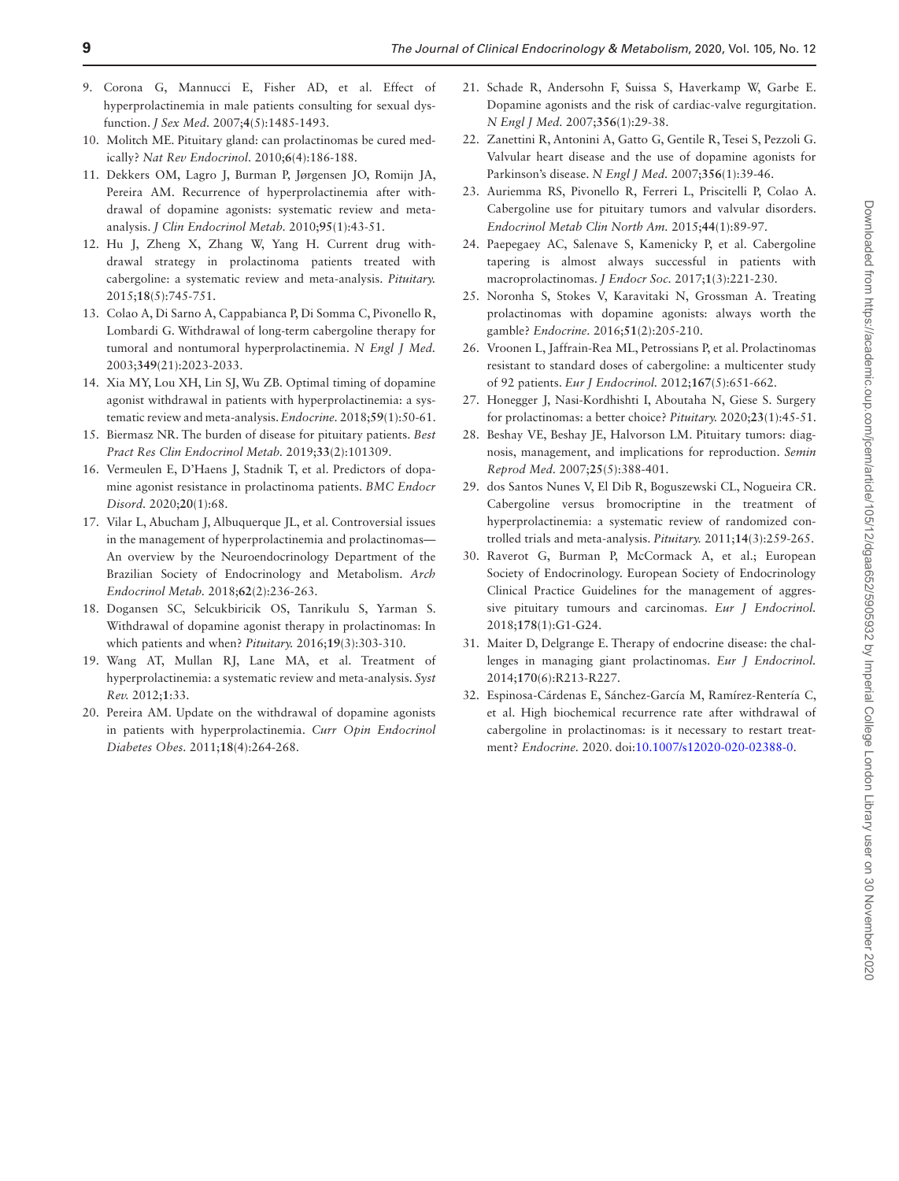9. Corona G, Mannucci E, Fisher AD, et al. Effect of hyperprolactinemia in male patients consulting for sexual dysfunction. *J Sex Med.* 2007;**4**(5):1485-1493.
10. Molitch ME. Pituitary gland: can prolactinomas be cured medically? *Nat Rev Endocrinol.* 2010;**6**(4):186-188.
11. Dekkers OM, Lagro J, Burman P, Jørgensen JO, Romijn JA, Pereira AM. Recurrence of hyperprolactinemia after withdrawal of dopamine agonists: systematic review and meta-analysis. *J Clin Endocrinol Metab.* 2010;**95**(1):43-51.
12. Hu J, Zheng X, Zhang W, Yang H. Current drug withdrawal strategy in prolactinoma patients treated with cabergoline: a systematic review and meta-analysis. *Pituitary.* 2015;**18**(5):745-751.
13. Colao A, Di Sarno A, Cappabianca P, Di Somma C, Pivonello R, Lombardi G. Withdrawal of long-term cabergoline therapy for tumoral and nontumoral hyperprolactinemia. *N Engl J Med.* 2003;**349**(21):2023-2033.
14. Xia MY, Lou XH, Lin SJ, Wu ZB. Optimal timing of dopamine agonist withdrawal in patients with hyperprolactinemia: a systematic review and meta-analysis. *Endocrine.* 2018;**59**(1):50-61.
15. Biermasz NR. The burden of disease for pituitary patients. *Best Pract Res Clin Endocrinol Metab.* 2019;**33**(2):101309.
16. Vermeulen E, D'Haens J, Stadnik T, et al. Predictors of dopamine agonist resistance in prolactinoma patients. *BMC Endocr Disord.* 2020;**20**(1):68.
17. Vilar L, Abucham J, Albuquerque JL, et al. Controversial issues in the management of hyperprolactinemia and prolactinomas—An overview by the Neuroendocrinology Department of the Brazilian Society of Endocrinology and Metabolism. *Arch Endocrinol Metab.* 2018;**62**(2):236-263.
18. Dogansen SC, Selcukbiricik OS, Tanrikulu S, Yarman S. Withdrawal of dopamine agonist therapy in prolactinomas: In which patients and when? *Pituitary.* 2016;**19**(3):303-310.
19. Wang AT, Mullan RJ, Lane MA, et al. Treatment of hyperprolactinemia: a systematic review and meta-analysis. *Syst Rev.* 2012;**1**:33.
20. Pereira AM. Update on the withdrawal of dopamine agonists in patients with hyperprolactinemia. *Curr Opin Endocrinol Diabetes Obes.* 2011;**18**(4):264-268.
21. Schade R, Andersohn F, Suissa S, Haverkamp W, Garbe E. Dopamine agonists and the risk of cardiac-valve regurgitation. *N Engl J Med.* 2007;**356**(1):29-38.
22. Zanettini R, Antonini A, Gatto G, Gentile R, Tesei S, Pezzoli G. Valvular heart disease and the use of dopamine agonists for Parkinson's disease. *N Engl J Med.* 2007;**356**(1):39-46.
23. Auriemma RS, Pivonello R, Ferreri L, Priscitelli P, Colao A. Cabergoline use for pituitary tumors and valvular disorders. *Endocrinol Metab Clin North Am.* 2015;**44**(1):89-97.
24. Paepegaey AC, Salenave S, Kamenicky P, et al. Cabergoline tapering is almost always successful in patients with macroprolactinomas. *J Endocr Soc.* 2017;**1**(3):221-230.
25. Noronha S, Stokes V, Karavitaki N, Grossman A. Treating prolactinomas with dopamine agonists: always worth the gamble? *Endocrine.* 2016;**51**(2):205-210.
26. Vroonen L, Jaffrain-Rea ML, Petrossians P, et al. Prolactinomas resistant to standard doses of cabergoline: a multicenter study of 92 patients. *Eur J Endocrinol.* 2012;**167**(5):651-662.
27. Honegger J, Nasi-Kordhishti I, Aboutaha N, Giese S. Surgery for prolactinomas: a better choice? *Pituitary.* 2020;**23**(1):45-51.
28. Beshay VE, Beshay JE, Halvorson LM. Pituitary tumors: diagnosis, management, and implications for reproduction. *Semin Reprod Med.* 2007;**25**(5):388-401.
29. dos Santos Nunes V, El Dib R, Boguszewski CL, Nogueira CR. Cabergoline versus bromocriptine in the treatment of hyperprolactinemia: a systematic review of randomized controlled trials and meta-analysis. *Pituitary.* 2011;**14**(3):259-265.
30. Raverot G, Burman P, McCormack A, et al.; European Society of Endocrinology. European Society of Endocrinology Clinical Practice Guidelines for the management of aggressive pituitary tumours and carcinomas. *Eur J Endocrinol.* 2018;**178**(1):G1-G24.
31. Maiter D, Delgrange E. Therapy of endocrine disease: the challenges in managing giant prolactinomas. *Eur J Endocrinol.* 2014;**170**(6):R213-R227.
32. Espinosa-Cárdenas E, Sánchez-García M, Ramírez-Rentería C, et al. High biochemical recurrence rate after withdrawal of cabergoline in prolactinomas: is it necessary to restart treatment? *Endocrine.* 2020. doi:10.1007/s12020-020-02388-0.